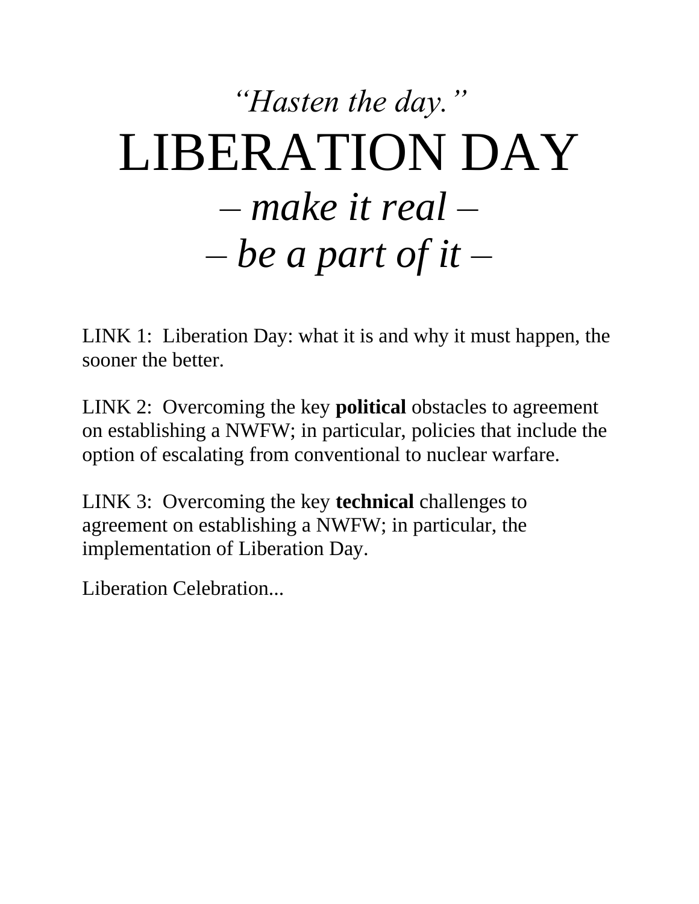*“Hasten the day.”*

# LIBERATION DAY

## *– make it real –*

## *– be a part of it –*

LINK 1: Liberation Day: what it is and why it must happen, the sooner the better.

LINK 2: Overcoming the key **political** obstacles to agreement on establishing a NWFW; in particular, policies that include the option of escalating from conventional to nuclear warfare.

LINK 3: Overcoming the key **technical** challenges to agreement on establishing a NWFW; in particular, the implementation of Liberation Day.

Liberation Celebration...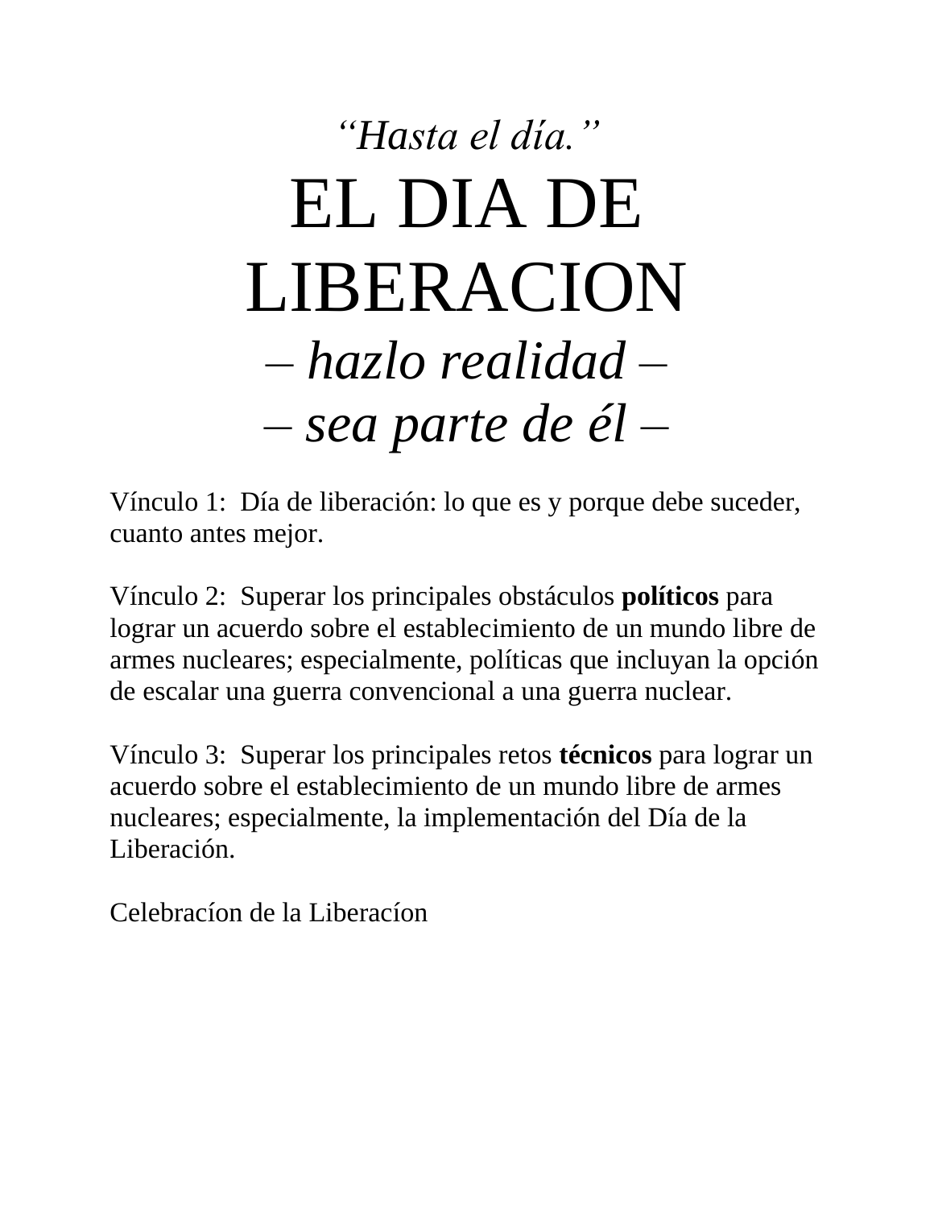*‘‘Hasta el día.’’*

# EL DIA DE LIBERACION

## *– hazlo realidad –*

## *– sea parte de él –*

Vínculo 1: Día de liberación: lo que es y porque debe suceder, cuanto antes mejor.

Vínculo 2: Superar los principales obstáculos **políticos** para lograr un acuerdo sobre el establecimiento de un mundo libre de armes nucleares; especialmente, políticas que incluyan la opción de escalar una guerra convencional a una guerra nuclear.

Vínculo 3: Superar los principales retos **técnicos** para lograr un acuerdo sobre el establecimiento de un mundo libre de armes nucleares; especialmente, la implementación del Día de la Liberación.

Celebracíon de la Liberacíon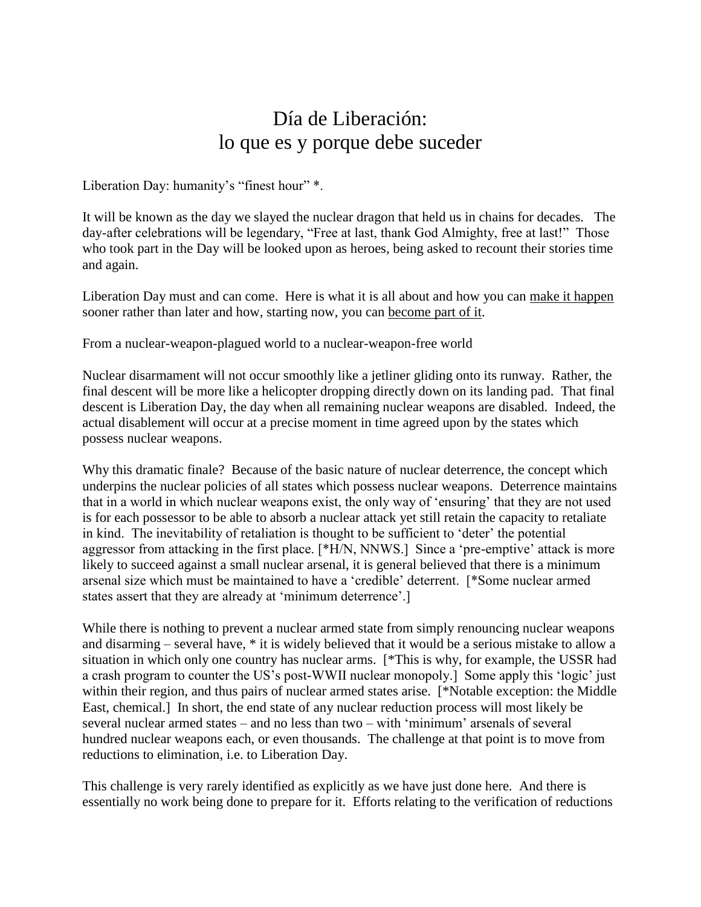# Día de Liberación:
# lo que es y porque debe suceder

Liberation Day: humanity's "finest hour" *.

It will be known as the day we slayed the nuclear dragon that held us in chains for decades. The day-after celebrations will be legendary, "Free at last, thank God Almighty, free at last!" Those who took part in the Day will be looked upon as heroes, being asked to recount their stories time and again.

Liberation Day must and can come. Here is what it is all about and how you can <u>make it happen</u> sooner rather than later and how, starting now, you can <u>become part of it</u>.

From a nuclear-weapon-plagued world to a nuclear-weapon-free world

Nuclear disarmament will not occur smoothly like a jetliner gliding onto its runway. Rather, the final descent will be more like a helicopter dropping directly down on its landing pad. That final descent is Liberation Day, the day when all remaining nuclear weapons are disabled. Indeed, the actual disablement will occur at a precise moment in time agreed upon by the states which possess nuclear weapons.

Why this dramatic finale? Because of the basic nature of nuclear deterrence, the concept which underpins the nuclear policies of all states which possess nuclear weapons. Deterrence maintains that in a world in which nuclear weapons exist, the only way of 'ensuring' that they are not used is for each possessor to be able to absorb a nuclear attack yet still retain the capacity to retaliate in kind. The inevitability of retaliation is thought to be sufficient to 'deter' the potential aggressor from attacking in the first place. [*H/N, NNWS.] Since a 'pre-emptive' attack is more likely to succeed against a small nuclear arsenal, it is general believed that there is a minimum arsenal size which must be maintained to have a 'credible' deterrent. [*Some nuclear armed states assert that they are already at 'minimum deterrence'.]

While there is nothing to prevent a nuclear armed state from simply renouncing nuclear weapons and disarming – several have, * it is widely believed that it would be a serious mistake to allow a situation in which only one country has nuclear arms. [*This is why, for example, the USSR had a crash program to counter the US's post-WWII nuclear monopoly.] Some apply this 'logic' just within their region, and thus pairs of nuclear armed states arise. [*Notable exception: the Middle East, chemical.] In short, the end state of any nuclear reduction process will most likely be several nuclear armed states – and no less than two – with 'minimum' arsenals of several hundred nuclear weapons each, or even thousands. The challenge at that point is to move from reductions to elimination, i.e. to Liberation Day.

This challenge is very rarely identified as explicitly as we have just done here. And there is essentially no work being done to prepare for it. Efforts relating to the verification of reductions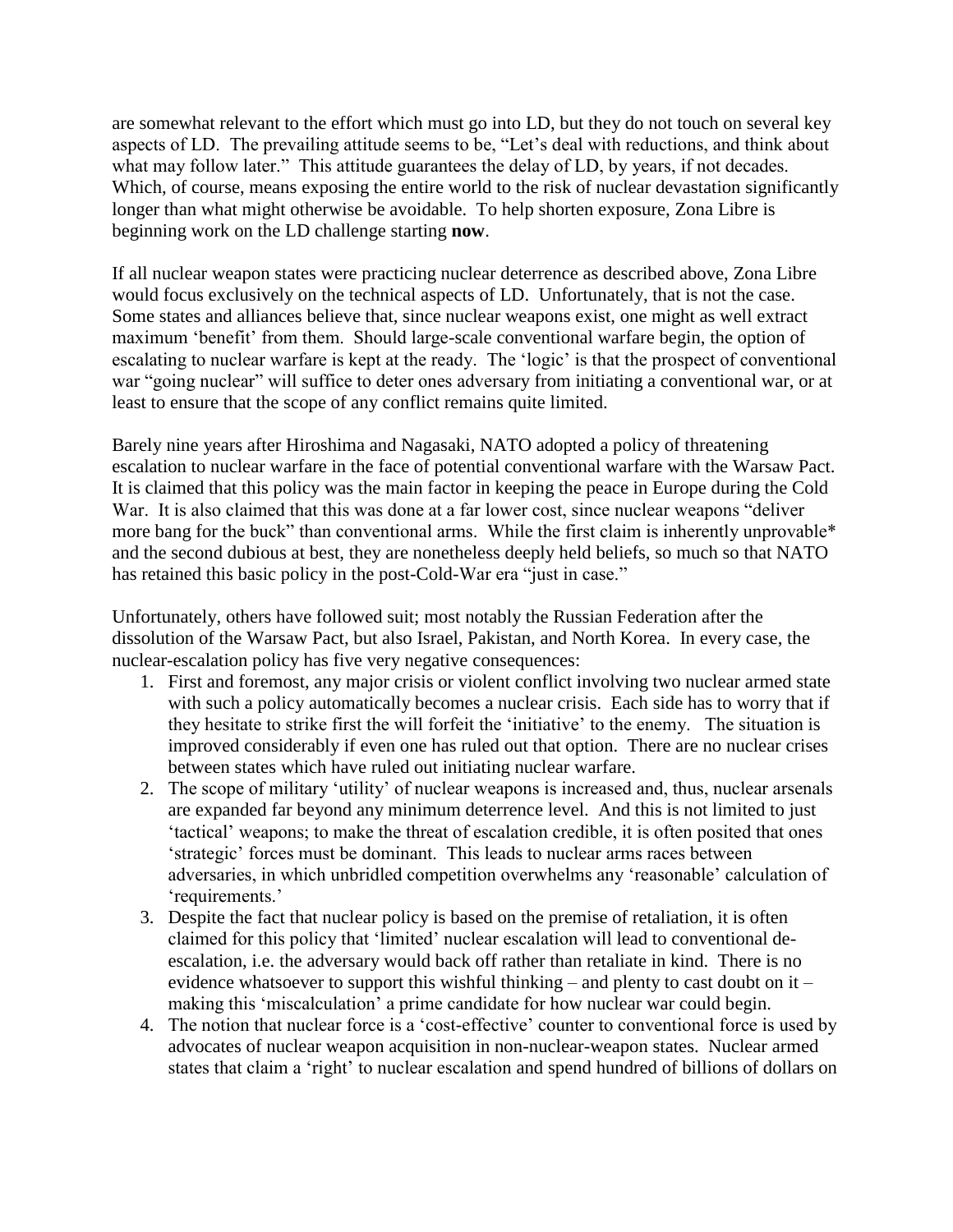are somewhat relevant to the effort which must go into LD, but they do not touch on several key aspects of LD. The prevailing attitude seems to be, "Let's deal with reductions, and think about what may follow later." This attitude guarantees the delay of LD, by years, if not decades. Which, of course, means exposing the entire world to the risk of nuclear devastation significantly longer than what might otherwise be avoidable. To help shorten exposure, Zona Libre is beginning work on the LD challenge starting **now**.

If all nuclear weapon states were practicing nuclear deterrence as described above, Zona Libre would focus exclusively on the technical aspects of LD. Unfortunately, that is not the case. Some states and alliances believe that, since nuclear weapons exist, one might as well extract maximum 'benefit' from them. Should large-scale conventional warfare begin, the option of escalating to nuclear warfare is kept at the ready. The 'logic' is that the prospect of conventional war "going nuclear" will suffice to deter ones adversary from initiating a conventional war, or at least to ensure that the scope of any conflict remains quite limited.

Barely nine years after Hiroshima and Nagasaki, NATO adopted a policy of threatening escalation to nuclear warfare in the face of potential conventional warfare with the Warsaw Pact. It is claimed that this policy was the main factor in keeping the peace in Europe during the Cold War. It is also claimed that this was done at a far lower cost, since nuclear weapons "deliver more bang for the buck" than conventional arms. While the first claim is inherently unprovable* and the second dubious at best, they are nonetheless deeply held beliefs, so much so that NATO has retained this basic policy in the post-Cold-War era "just in case."

Unfortunately, others have followed suit; most notably the Russian Federation after the dissolution of the Warsaw Pact, but also Israel, Pakistan, and North Korea. In every case, the nuclear-escalation policy has five very negative consequences:

1. First and foremost, any major crisis or violent conflict involving two nuclear armed state with such a policy automatically becomes a nuclear crisis. Each side has to worry that if they hesitate to strike first the will forfeit the 'initiative' to the enemy. The situation is improved considerably if even one has ruled out that option. There are no nuclear crises between states which have ruled out initiating nuclear warfare.
2. The scope of military 'utility' of nuclear weapons is increased and, thus, nuclear arsenals are expanded far beyond any minimum deterrence level. And this is not limited to just 'tactical' weapons; to make the threat of escalation credible, it is often posited that ones 'strategic' forces must be dominant. This leads to nuclear arms races between adversaries, in which unbridled competition overwhelms any 'reasonable' calculation of 'requirements.'
3. Despite the fact that nuclear policy is based on the premise of retaliation, it is often claimed for this policy that 'limited' nuclear escalation will lead to conventional de-escalation, i.e. the adversary would back off rather than retaliate in kind. There is no evidence whatsoever to support this wishful thinking – and plenty to cast doubt on it – making this 'miscalculation' a prime candidate for how nuclear war could begin.
4. The notion that nuclear force is a 'cost-effective' counter to conventional force is used by advocates of nuclear weapon acquisition in non-nuclear-weapon states. Nuclear armed states that claim a 'right' to nuclear escalation and spend hundred of billions of dollars on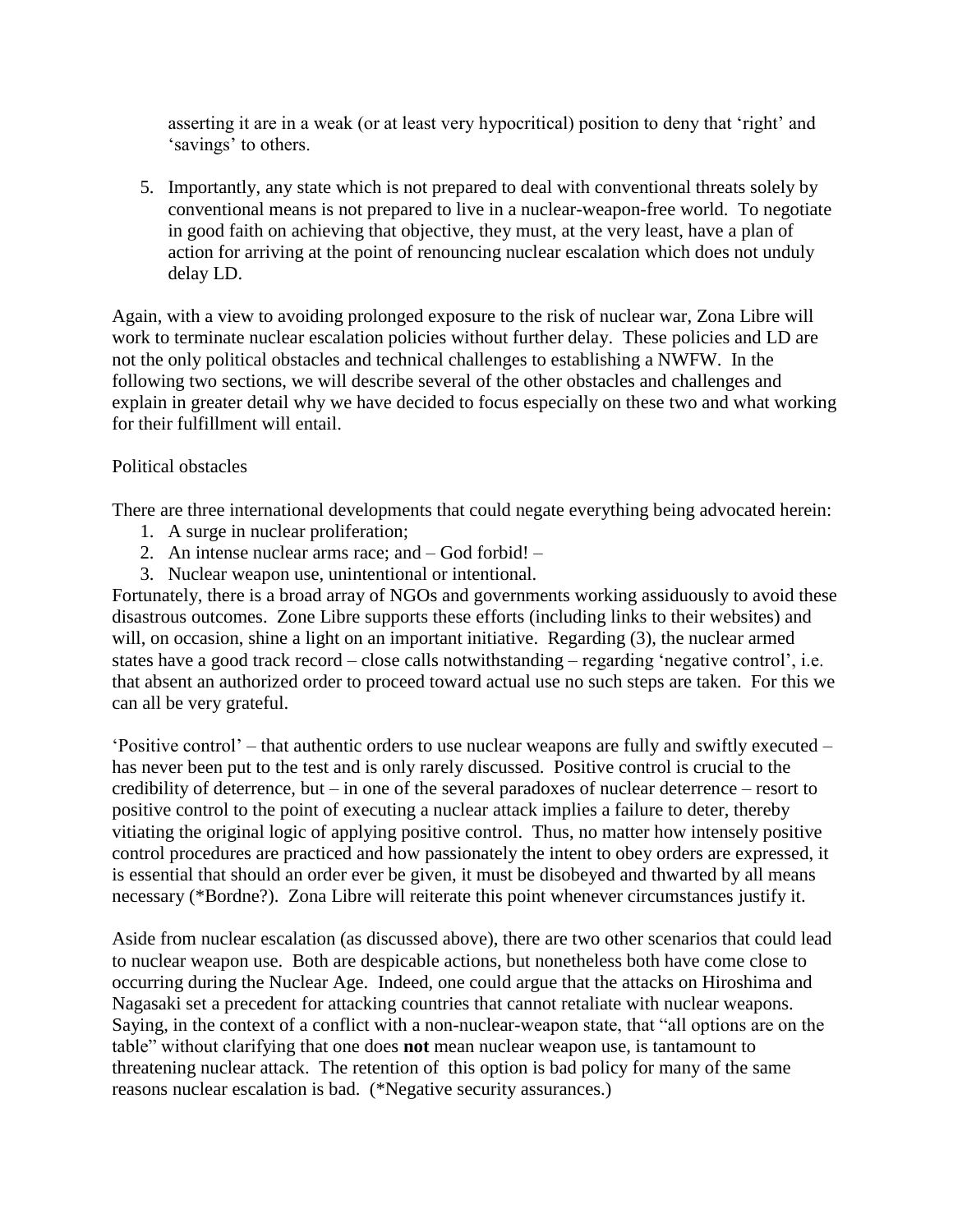asserting it are in a weak (or at least very hypocritical) position to deny that 'right' and 'savings' to others.

5. Importantly, any state which is not prepared to deal with conventional threats solely by conventional means is not prepared to live in a nuclear-weapon-free world. To negotiate in good faith on achieving that objective, they must, at the very least, have a plan of action for arriving at the point of renouncing nuclear escalation which does not unduly delay LD.

Again, with a view to avoiding prolonged exposure to the risk of nuclear war, Zona Libre will work to terminate nuclear escalation policies without further delay. These policies and LD are not the only political obstacles and technical challenges to establishing a NWFW. In the following two sections, we will describe several of the other obstacles and challenges and explain in greater detail why we have decided to focus especially on these two and what working for their fulfillment will entail.

## Political obstacles

There are three international developments that could negate everything being advocated herein:

1. A surge in nuclear proliferation;
2. An intense nuclear arms race; and – God forbid! –
3. Nuclear weapon use, unintentional or intentional.

Fortunately, there is a broad array of NGOs and governments working assiduously to avoid these disastrous outcomes. Zone Libre supports these efforts (including links to their websites) and will, on occasion, shine a light on an important initiative. Regarding (3), the nuclear armed states have a good track record – close calls notwithstanding – regarding 'negative control', i.e. that absent an authorized order to proceed toward actual use no such steps are taken. For this we can all be very grateful.

'Positive control' – that authentic orders to use nuclear weapons are fully and swiftly executed – has never been put to the test and is only rarely discussed. Positive control is crucial to the credibility of deterrence, but – in one of the several paradoxes of nuclear deterrence – resort to positive control to the point of executing a nuclear attack implies a failure to deter, thereby vitiating the original logic of applying positive control. Thus, no matter how intensely positive control procedures are practiced and how passionately the intent to obey orders are expressed, it is essential that should an order ever be given, it must be disobeyed and thwarted by all means necessary (*Bordne?). Zona Libre will reiterate this point whenever circumstances justify it.

Aside from nuclear escalation (as discussed above), there are two other scenarios that could lead to nuclear weapon use. Both are despicable actions, but nonetheless both have come close to occurring during the Nuclear Age. Indeed, one could argue that the attacks on Hiroshima and Nagasaki set a precedent for attacking countries that cannot retaliate with nuclear weapons. Saying, in the context of a conflict with a non-nuclear-weapon state, that "all options are on the table" without clarifying that one does **not** mean nuclear weapon use, is tantamount to threatening nuclear attack. The retention of this option is bad policy for many of the same reasons nuclear escalation is bad. (*Negative security assurances.)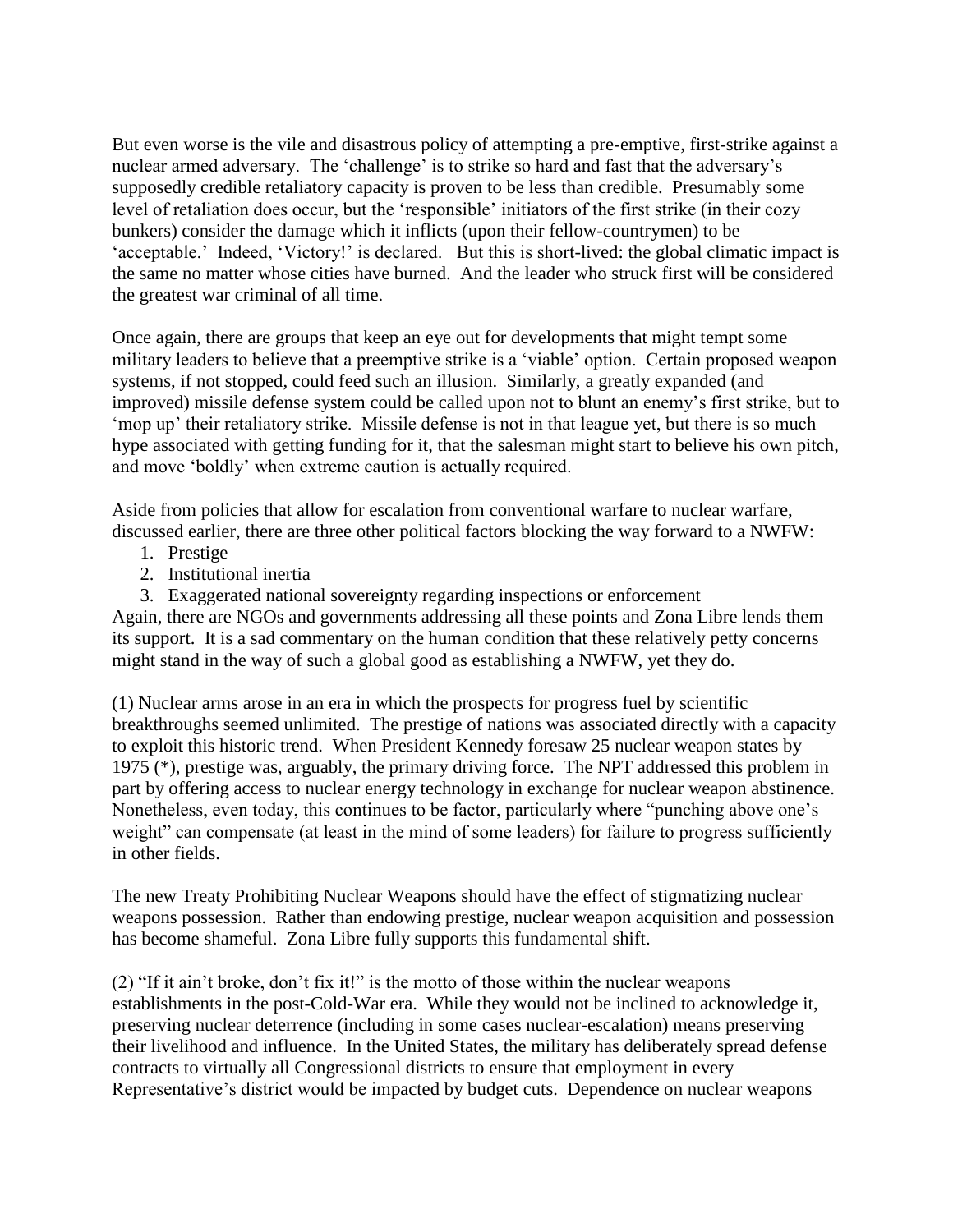But even worse is the vile and disastrous policy of attempting a pre-emptive, first-strike against a nuclear armed adversary. The 'challenge' is to strike so hard and fast that the adversary's supposedly credible retaliatory capacity is proven to be less than credible. Presumably some level of retaliation does occur, but the 'responsible' initiators of the first strike (in their cozy bunkers) consider the damage which it inflicts (upon their fellow-countrymen) to be 'acceptable.' Indeed, 'Victory!' is declared. But this is short-lived: the global climatic impact is the same no matter whose cities have burned. And the leader who struck first will be considered the greatest war criminal of all time.

Once again, there are groups that keep an eye out for developments that might tempt some military leaders to believe that a preemptive strike is a 'viable' option. Certain proposed weapon systems, if not stopped, could feed such an illusion. Similarly, a greatly expanded (and improved) missile defense system could be called upon not to blunt an enemy's first strike, but to 'mop up' their retaliatory strike. Missile defense is not in that league yet, but there is so much hype associated with getting funding for it, that the salesman might start to believe his own pitch, and move 'boldly' when extreme caution is actually required.

Aside from policies that allow for escalation from conventional warfare to nuclear warfare, discussed earlier, there are three other political factors blocking the way forward to a NWFW:

1. Prestige
2. Institutional inertia
3. Exaggerated national sovereignty regarding inspections or enforcement

Again, there are NGOs and governments addressing all these points and Zona Libre lends them its support. It is a sad commentary on the human condition that these relatively petty concerns might stand in the way of such a global good as establishing a NWFW, yet they do.

(1) Nuclear arms arose in an era in which the prospects for progress fuel by scientific breakthroughs seemed unlimited. The prestige of nations was associated directly with a capacity to exploit this historic trend. When President Kennedy foresaw 25 nuclear weapon states by 1975 (*), prestige was, arguably, the primary driving force. The NPT addressed this problem in part by offering access to nuclear energy technology in exchange for nuclear weapon abstinence. Nonetheless, even today, this continues to be factor, particularly where "punching above one's weight" can compensate (at least in the mind of some leaders) for failure to progress sufficiently in other fields.

The new Treaty Prohibiting Nuclear Weapons should have the effect of stigmatizing nuclear weapons possession. Rather than endowing prestige, nuclear weapon acquisition and possession has become shameful. Zona Libre fully supports this fundamental shift.

(2) "If it ain't broke, don't fix it!" is the motto of those within the nuclear weapons establishments in the post-Cold-War era. While they would not be inclined to acknowledge it, preserving nuclear deterrence (including in some cases nuclear-escalation) means preserving their livelihood and influence. In the United States, the military has deliberately spread defense contracts to virtually all Congressional districts to ensure that employment in every Representative's district would be impacted by budget cuts. Dependence on nuclear weapons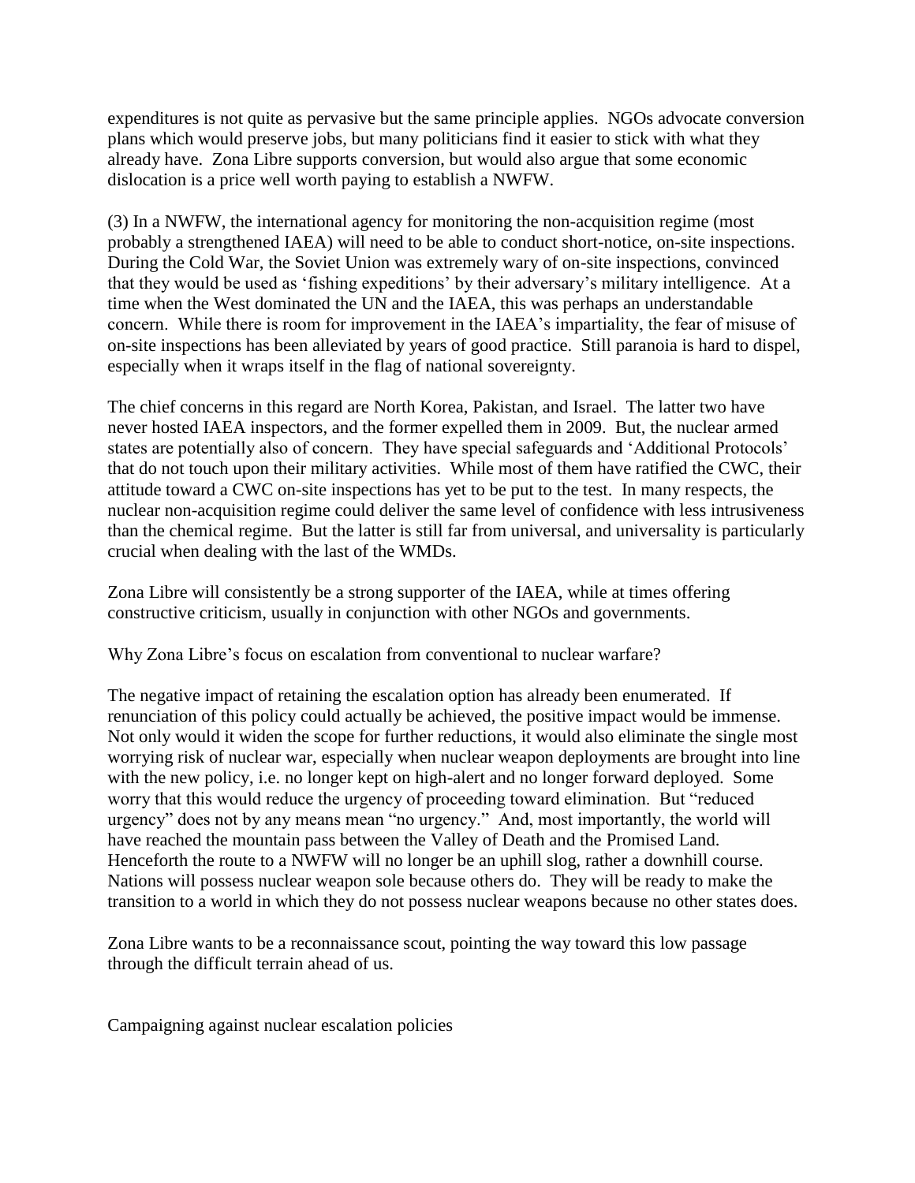expenditures is not quite as pervasive but the same principle applies. NGOs advocate conversion plans which would preserve jobs, but many politicians find it easier to stick with what they already have. Zona Libre supports conversion, but would also argue that some economic dislocation is a price well worth paying to establish a NWFW.

(3) In a NWFW, the international agency for monitoring the non-acquisition regime (most probably a strengthened IAEA) will need to be able to conduct short-notice, on-site inspections. During the Cold War, the Soviet Union was extremely wary of on-site inspections, convinced that they would be used as 'fishing expeditions' by their adversary's military intelligence. At a time when the West dominated the UN and the IAEA, this was perhaps an understandable concern. While there is room for improvement in the IAEA's impartiality, the fear of misuse of on-site inspections has been alleviated by years of good practice. Still paranoia is hard to dispel, especially when it wraps itself in the flag of national sovereignty.

The chief concerns in this regard are North Korea, Pakistan, and Israel. The latter two have never hosted IAEA inspectors, and the former expelled them in 2009. But, the nuclear armed states are potentially also of concern. They have special safeguards and 'Additional Protocols' that do not touch upon their military activities. While most of them have ratified the CWC, their attitude toward a CWC on-site inspections has yet to be put to the test. In many respects, the nuclear non-acquisition regime could deliver the same level of confidence with less intrusiveness than the chemical regime. But the latter is still far from universal, and universality is particularly crucial when dealing with the last of the WMDs.

Zona Libre will consistently be a strong supporter of the IAEA, while at times offering constructive criticism, usually in conjunction with other NGOs and governments.

Why Zona Libre's focus on escalation from conventional to nuclear warfare?

The negative impact of retaining the escalation option has already been enumerated. If renunciation of this policy could actually be achieved, the positive impact would be immense. Not only would it widen the scope for further reductions, it would also eliminate the single most worrying risk of nuclear war, especially when nuclear weapon deployments are brought into line with the new policy, i.e. no longer kept on high-alert and no longer forward deployed. Some worry that this would reduce the urgency of proceeding toward elimination. But "reduced urgency" does not by any means mean "no urgency." And, most importantly, the world will have reached the mountain pass between the Valley of Death and the Promised Land. Henceforth the route to a NWFW will no longer be an uphill slog, rather a downhill course. Nations will possess nuclear weapon sole because others do. They will be ready to make the transition to a world in which they do not possess nuclear weapons because no other states does.

Zona Libre wants to be a reconnaissance scout, pointing the way toward this low passage through the difficult terrain ahead of us.

Campaigning against nuclear escalation policies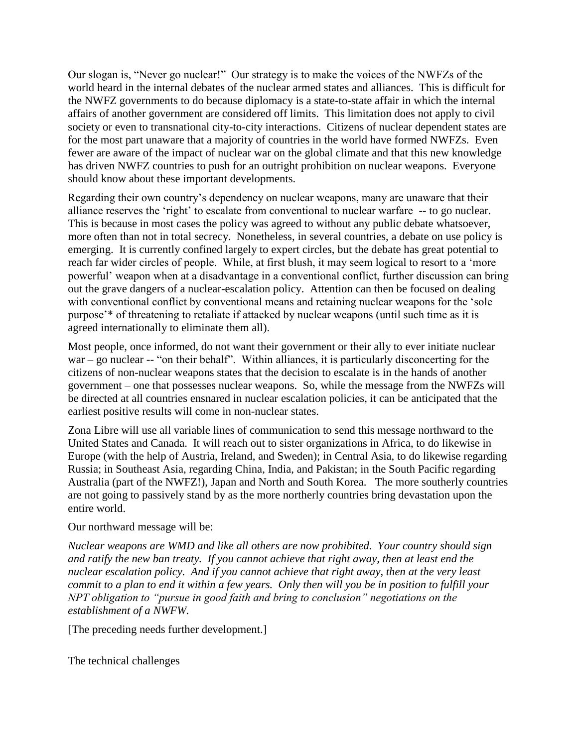Our slogan is, "Never go nuclear!" Our strategy is to make the voices of the NWFZs of the world heard in the internal debates of the nuclear armed states and alliances. This is difficult for the NWFZ governments to do because diplomacy is a state-to-state affair in which the internal affairs of another government are considered off limits. This limitation does not apply to civil society or even to transnational city-to-city interactions. Citizens of nuclear dependent states are for the most part unaware that a majority of countries in the world have formed NWFZs. Even fewer are aware of the impact of nuclear war on the global climate and that this new knowledge has driven NWFZ countries to push for an outright prohibition on nuclear weapons. Everyone should know about these important developments.

Regarding their own country's dependency on nuclear weapons, many are unaware that their alliance reserves the 'right' to escalate from conventional to nuclear warfare -- to go nuclear. This is because in most cases the policy was agreed to without any public debate whatsoever, more often than not in total secrecy. Nonetheless, in several countries, a debate on use policy is emerging. It is currently confined largely to expert circles, but the debate has great potential to reach far wider circles of people. While, at first blush, it may seem logical to resort to a 'more powerful' weapon when at a disadvantage in a conventional conflict, further discussion can bring out the grave dangers of a nuclear-escalation policy. Attention can then be focused on dealing with conventional conflict by conventional means and retaining nuclear weapons for the 'sole purpose'* of threatening to retaliate if attacked by nuclear weapons (until such time as it is agreed internationally to eliminate them all).

Most people, once informed, do not want their government or their ally to ever initiate nuclear war – go nuclear -- "on their behalf". Within alliances, it is particularly disconcerting for the citizens of non-nuclear weapons states that the decision to escalate is in the hands of another government – one that possesses nuclear weapons. So, while the message from the NWFZs will be directed at all countries ensnared in nuclear escalation policies, it can be anticipated that the earliest positive results will come in non-nuclear states.

Zona Libre will use all variable lines of communication to send this message northward to the United States and Canada. It will reach out to sister organizations in Africa, to do likewise in Europe (with the help of Austria, Ireland, and Sweden); in Central Asia, to do likewise regarding Russia; in Southeast Asia, regarding China, India, and Pakistan; in the South Pacific regarding Australia (part of the NWFZ!), Japan and North and South Korea. The more southerly countries are not going to passively stand by as the more northerly countries bring devastation upon the entire world.

Our northward message will be:

*Nuclear weapons are WMD and like all others are now prohibited. Your country should sign and ratify the new ban treaty. If you cannot achieve that right away, then at least end the nuclear escalation policy. And if you cannot achieve that right away, then at the very least commit to a plan to end it within a few years. Only then will you be in position to fulfill your NPT obligation to "pursue in good faith and bring to conclusion" negotiations on the establishment of a NWFW.*

[The preceding needs further development.]

The technical challenges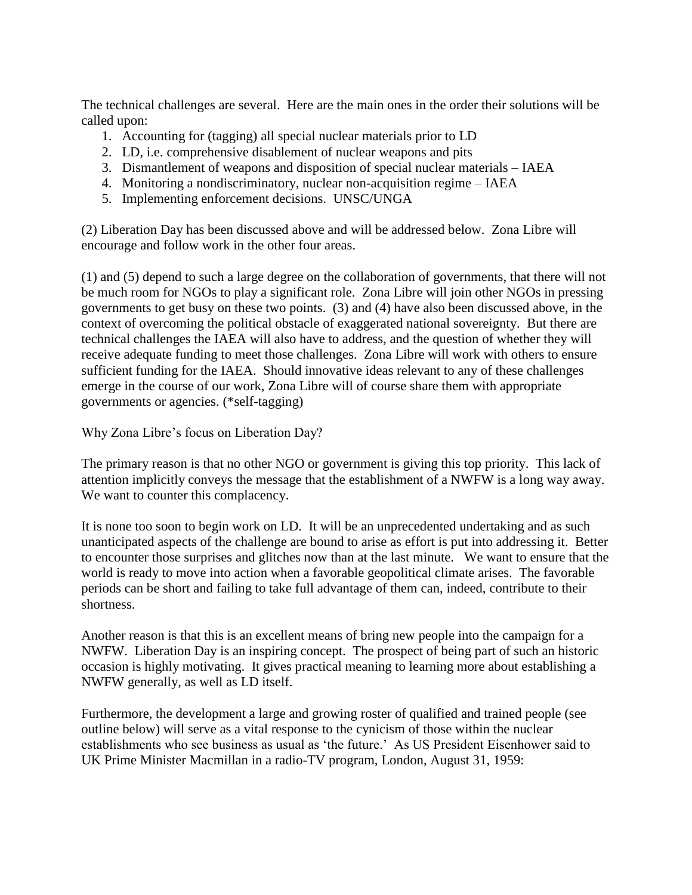The technical challenges are several. Here are the main ones in the order their solutions will be called upon:

1. Accounting for (tagging) all special nuclear materials prior to LD
2. LD, i.e. comprehensive disablement of nuclear weapons and pits
3. Dismantlement of weapons and disposition of special nuclear materials – IAEA
4. Monitoring a nondiscriminatory, nuclear non-acquisition regime – IAEA
5. Implementing enforcement decisions. UNSC/UNGA

(2) Liberation Day has been discussed above and will be addressed below. Zona Libre will encourage and follow work in the other four areas.

(1) and (5) depend to such a large degree on the collaboration of governments, that there will not be much room for NGOs to play a significant role. Zona Libre will join other NGOs in pressing governments to get busy on these two points. (3) and (4) have also been discussed above, in the context of overcoming the political obstacle of exaggerated national sovereignty. But there are technical challenges the IAEA will also have to address, and the question of whether they will receive adequate funding to meet those challenges. Zona Libre will work with others to ensure sufficient funding for the IAEA. Should innovative ideas relevant to any of these challenges emerge in the course of our work, Zona Libre will of course share them with appropriate governments or agencies. (*self-tagging)

Why Zona Libre's focus on Liberation Day?

The primary reason is that no other NGO or government is giving this top priority. This lack of attention implicitly conveys the message that the establishment of a NWFW is a long way away. We want to counter this complacency.

It is none too soon to begin work on LD. It will be an unprecedented undertaking and as such unanticipated aspects of the challenge are bound to arise as effort is put into addressing it. Better to encounter those surprises and glitches now than at the last minute. We want to ensure that the world is ready to move into action when a favorable geopolitical climate arises. The favorable periods can be short and failing to take full advantage of them can, indeed, contribute to their shortness.

Another reason is that this is an excellent means of bring new people into the campaign for a NWFW. Liberation Day is an inspiring concept. The prospect of being part of such an historic occasion is highly motivating. It gives practical meaning to learning more about establishing a NWFW generally, as well as LD itself.

Furthermore, the development a large and growing roster of qualified and trained people (see outline below) will serve as a vital response to the cynicism of those within the nuclear establishments who see business as usual as 'the future.' As US President Eisenhower said to UK Prime Minister Macmillan in a radio-TV program, London, August 31, 1959: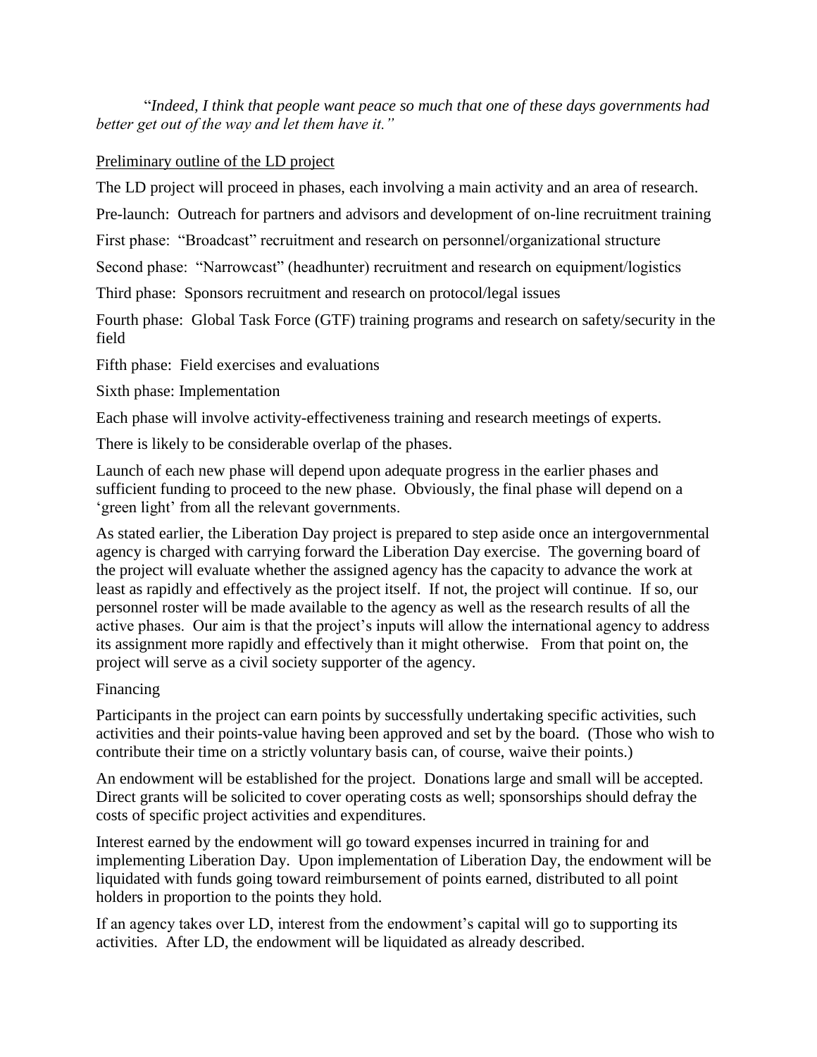"*Indeed, I think that people want peace so much that one of these days governments had better get out of the way and let them have it.*"

<u>Preliminary outline of the LD project</u>

The LD project will proceed in phases, each involving a main activity and an area of research.

Pre-launch: Outreach for partners and advisors and development of on-line recruitment training

First phase: "Broadcast" recruitment and research on personnel/organizational structure

Second phase: "Narrowcast" (headhunter) recruitment and research on equipment/logistics

Third phase: Sponsors recruitment and research on protocol/legal issues

Fourth phase: Global Task Force (GTF) training programs and research on safety/security in the field

Fifth phase: Field exercises and evaluations

Sixth phase: Implementation

Each phase will involve activity-effectiveness training and research meetings of experts.

There is likely to be considerable overlap of the phases.

Launch of each new phase will depend upon adequate progress in the earlier phases and sufficient funding to proceed to the new phase. Obviously, the final phase will depend on a 'green light' from all the relevant governments.

As stated earlier, the Liberation Day project is prepared to step aside once an intergovernmental agency is charged with carrying forward the Liberation Day exercise. The governing board of the project will evaluate whether the assigned agency has the capacity to advance the work at least as rapidly and effectively as the project itself. If not, the project will continue. If so, our personnel roster will be made available to the agency as well as the research results of all the active phases. Our aim is that the project's inputs will allow the international agency to address its assignment more rapidly and effectively than it might otherwise. From that point on, the project will serve as a civil society supporter of the agency.

Financing

Participants in the project can earn points by successfully undertaking specific activities, such activities and their points-value having been approved and set by the board. (Those who wish to contribute their time on a strictly voluntary basis can, of course, waive their points.)

An endowment will be established for the project. Donations large and small will be accepted. Direct grants will be solicited to cover operating costs as well; sponsorships should defray the costs of specific project activities and expenditures.

Interest earned by the endowment will go toward expenses incurred in training for and implementing Liberation Day. Upon implementation of Liberation Day, the endowment will be liquidated with funds going toward reimbursement of points earned, distributed to all point holders in proportion to the points they hold.

If an agency takes over LD, interest from the endowment's capital will go to supporting its activities. After LD, the endowment will be liquidated as already described.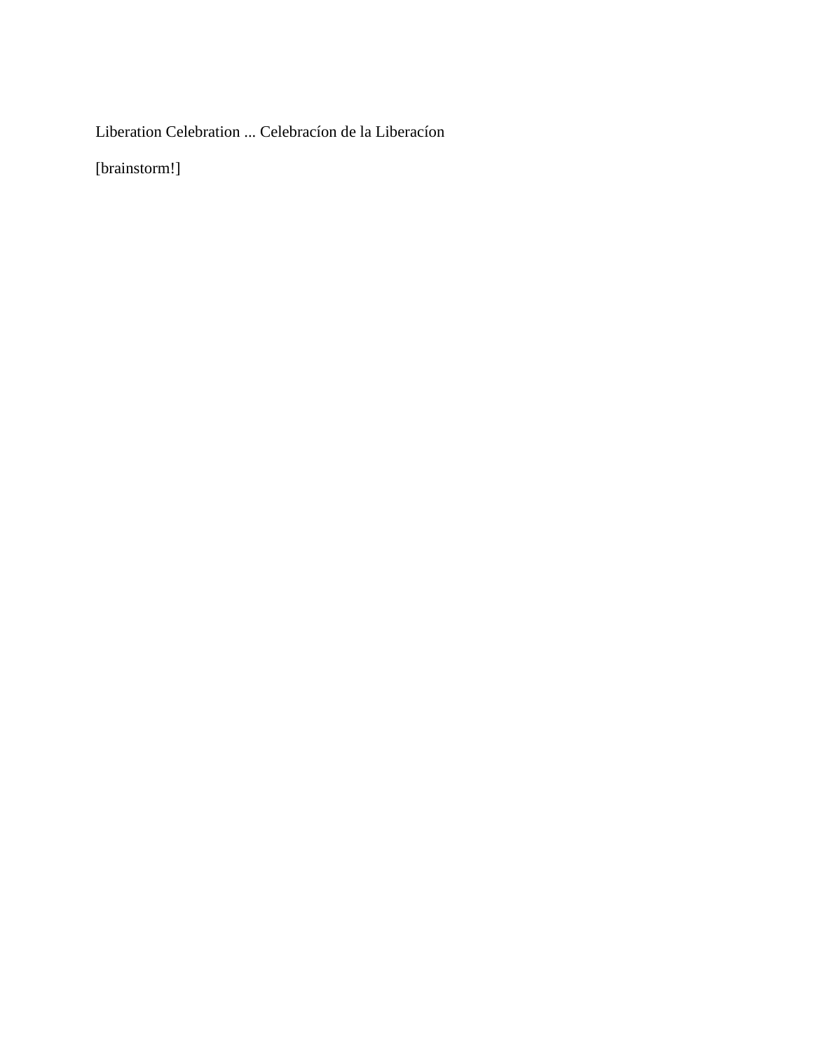Liberation Celebration ... Celebracíon de la Liberacíon

[brainstorm!]